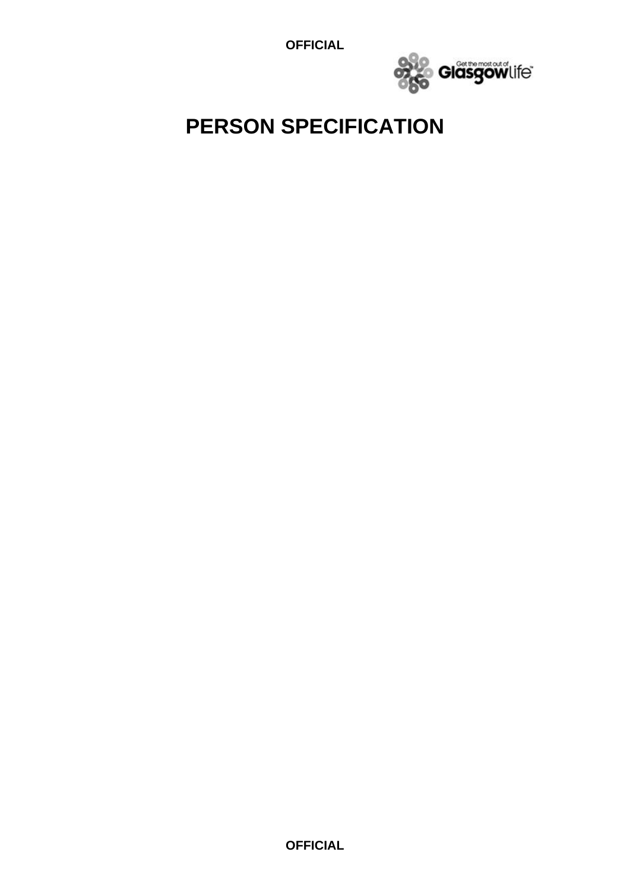# PERSON SPECIFICATION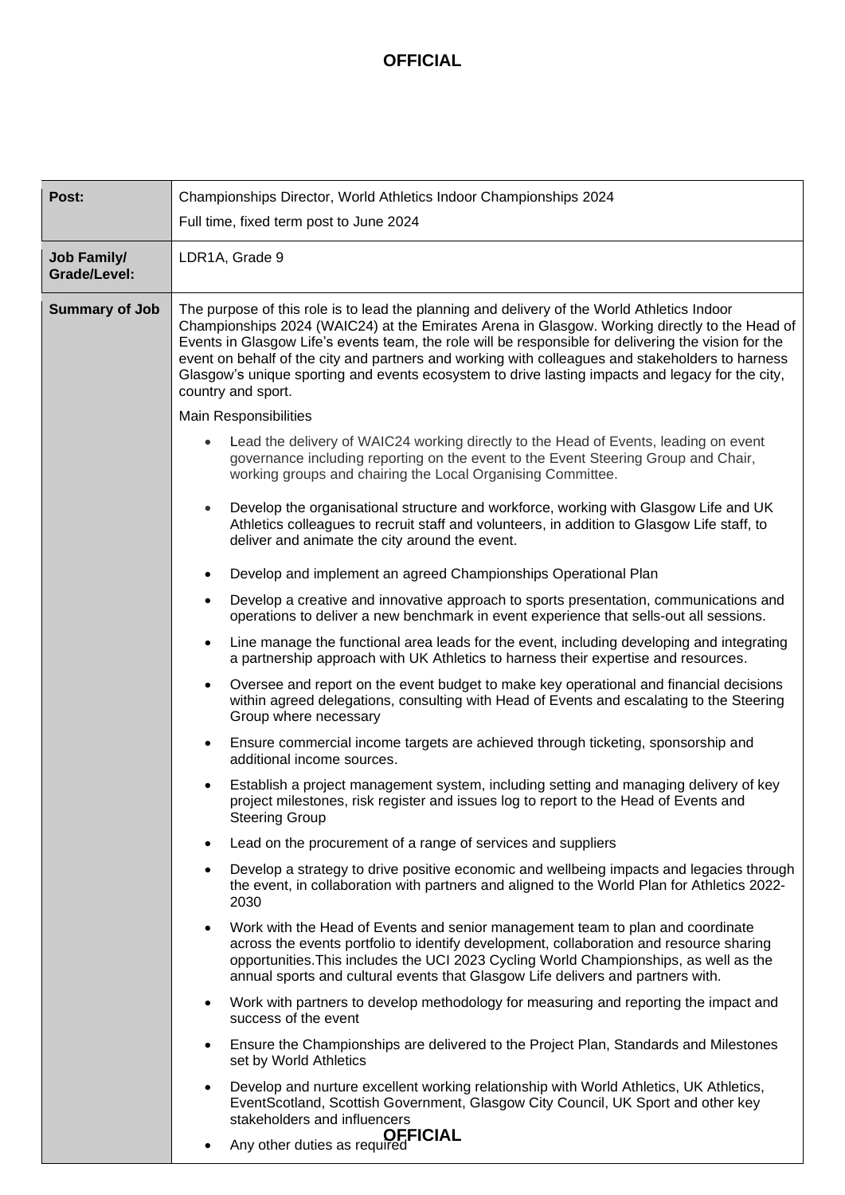| Post: | Championships Director, World Athletics Indoor Championships 2024<br>Full time, fixed term post to June 2024 |
| --- | --- |
| **Job Family/ Grade/Level:** | LDR1A, Grade 9 |
| **Summary of Job** | The purpose of this role is to lead the planning and delivery of the World Athletics Indoor Championships 2024 (WAIC24) at the Emirates Arena in Glasgow. Working directly to the Head of Events in Glasgow Life's events team, the role will be responsible for delivering the vision for the event on behalf of the city and partners and working with colleagues and stakeholders to harness Glasgow's unique sporting and events ecosystem to drive lasting impacts and legacy for the city, country and sport.<br><br>Main Responsibilities<br><br>• Lead the delivery of WAIC24 working directly to the Head of Events, leading on event governance including reporting on the event to the Event Steering Group and Chair, working groups and chairing the Local Organising Committee.<br>• Develop the organisational structure and workforce, working with Glasgow Life and UK Athletics colleagues to recruit staff and volunteers, in addition to Glasgow Life staff, to deliver and animate the city around the event.<br>• Develop and implement an agreed Championships Operational Plan<br>• Develop a creative and innovative approach to sports presentation, communications and operations to deliver a new benchmark in event experience that sells-out all sessions.<br>• Line manage the functional area leads for the event, including developing and integrating a partnership approach with UK Athletics to harness their expertise and resources.<br>• Oversee and report on the event budget to make key operational and financial decisions within agreed delegations, consulting with Head of Events and escalating to the Steering Group where necessary<br>• Ensure commercial income targets are achieved through ticketing, sponsorship and additional income sources.<br>• Establish a project management system, including setting and managing delivery of key project milestones, risk register and issues log to report to the Head of Events and Steering Group<br>• Lead on the procurement of a range of services and suppliers<br>• Develop a strategy to drive positive economic and wellbeing impacts and legacies through the event, in collaboration with partners and aligned to the World Plan for Athletics 2022-2030<br>• Work with the Head of Events and senior management team to plan and coordinate across the events portfolio to identify development, collaboration and resource sharing opportunities.This includes the UCI 2023 Cycling World Championships, as well as the annual sports and cultural events that Glasgow Life delivers and partners with.<br>• Work with partners to develop methodology for measuring and reporting the impact and success of the event<br>• Ensure the Championships are delivered to the Project Plan, Standards and Milestones set by World Athletics<br>• Develop and nurture excellent working relationship with World Athletics, UK Athletics, EventScotland, Scottish Government, Glasgow City Council, UK Sport and other key stakeholders and influencers<br>• Any other duties as required |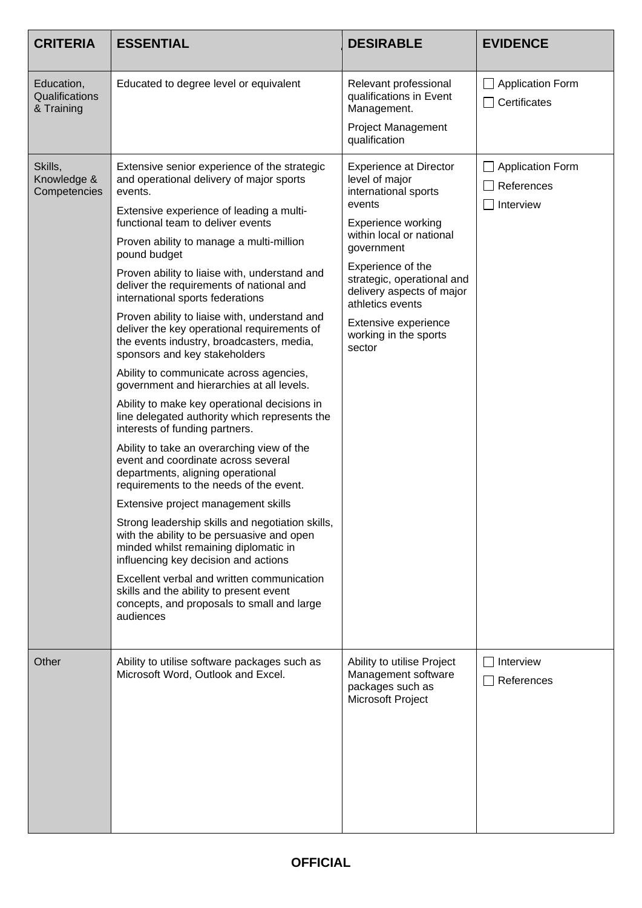| CRITERIA | ESSENTIAL | DESIRABLE | EVIDENCE |
|---|---|---|---|
| Education, Qualifications & Training | Educated to degree level or equivalent | Relevant professional qualifications in Event Management.<br>Project Management qualification | ☐ Application Form<br>☐ Certificates |
| Skills, Knowledge & Competencies | Extensive senior experience of the strategic and operational delivery of major sports events.<br>Extensive experience of leading a multi-functional team to deliver events<br>Proven ability to manage a multi-million pound budget<br>Proven ability to liaise with, understand and deliver the requirements of national and international sports federations<br>Proven ability to liaise with, understand and deliver the key operational requirements of the events industry, broadcasters, media, sponsors and key stakeholders<br>Ability to communicate across agencies, government and hierarchies at all levels.<br>Ability to make key operational decisions in line delegated authority which represents the interests of funding partners.<br>Ability to take an overarching view of the event and coordinate across several departments, aligning operational requirements to the needs of the event.<br>Extensive project management skills<br>Strong leadership skills and negotiation skills, with the ability to be persuasive and open minded whilst remaining diplomatic in influencing key decision and actions<br>Excellent verbal and written communication skills and the ability to present event concepts, and proposals to small and large audiences | Experience at Director level of major international sports events<br>Experience working within local or national government<br>Experience of the strategic, operational and delivery aspects of major athletics events<br>Extensive experience working in the sports sector | ☐ Application Form<br>☐ References<br>☐ Interview |
| Other | Ability to utilise software packages such as Microsoft Word, Outlook and Excel. | Ability to utilise Project Management software packages such as Microsoft Project | ☐ Interview<br>☐ References |

**OFFICIAL**